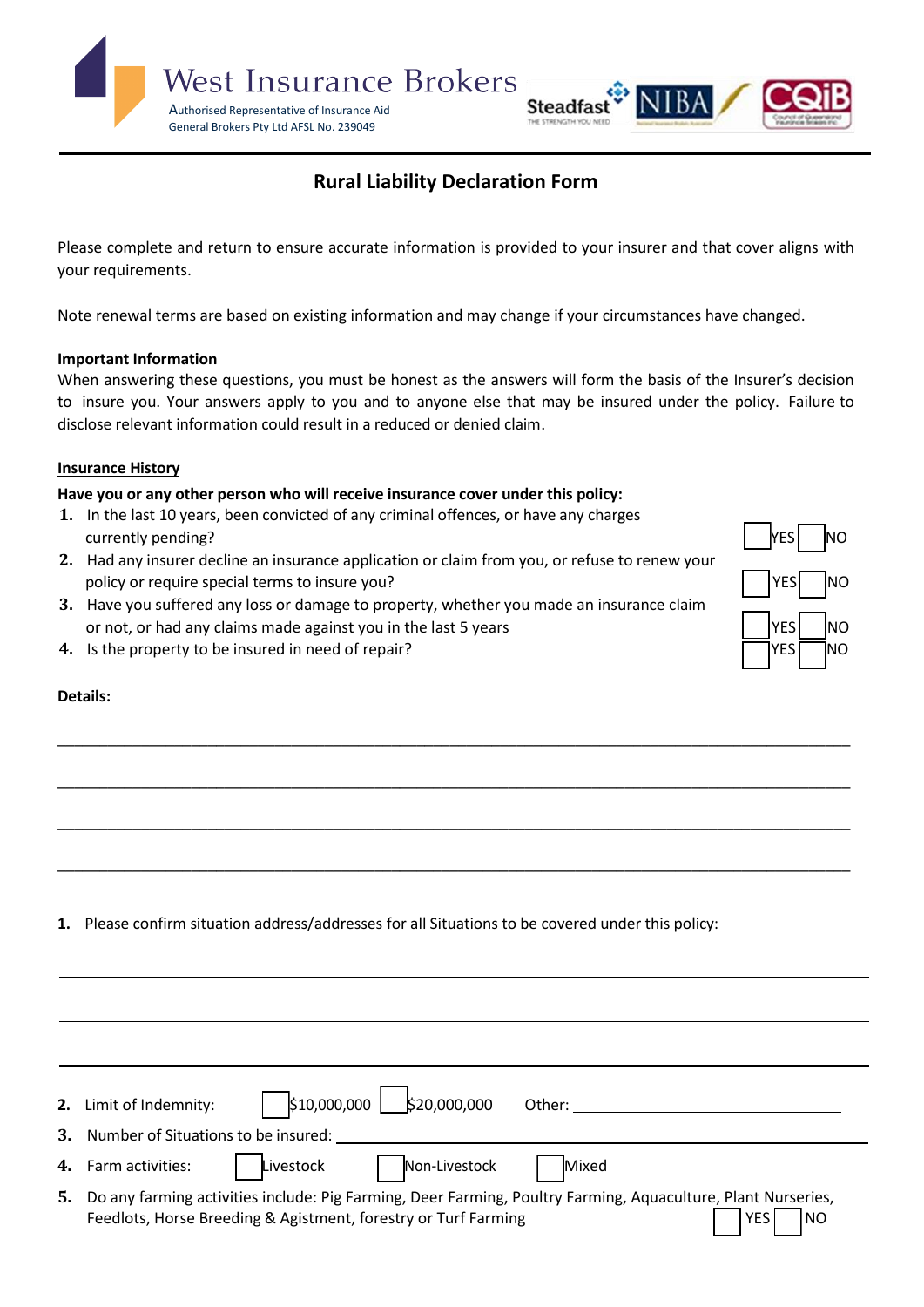West Insurance Brokers
Authorised Representative of Insurance Aid General Brokers Pty Ltd AFSL No. 239049

Steadfast NIBA CQiB

## Rural Liability Declaration Form

Please complete and return to ensure accurate information is provided to your insurer and that cover aligns with your requirements.

Note renewal terms are based on existing information and may change if your circumstances have changed.

**Important Information**
When answering these questions, you must be honest as the answers will form the basis of the Insurer's decision to insure you. Your answers apply to you and to anyone else that may be insured under the policy. Failure to disclose relevant information could result in a reduced or denied claim.

**Insurance History**

**Have you or any other person who will receive insurance cover under this policy:**

1. In the last 10 years, been convicted of any criminal offences, or have any charges currently pending? ☐ YES ☐ NO
2. Had any insurer decline an insurance application or claim from you, or refuse to renew your policy or require special terms to insure you? ☐ YES ☐ NO
3. Have you suffered any loss or damage to property, whether you made an insurance claim or not, or had any claims made against you in the last 5 years ☐ YES ☐ NO
4. Is the property to be insured in need of repair? ☐ YES ☐ NO

**Details:**

____________________________________________________________________________

____________________________________________________________________________

____________________________________________________________________________

____________________________________________________________________________

1. Please confirm situation address/addresses for all Situations to be covered under this policy:

____________________________________________________________________________

____________________________________________________________________________

____________________________________________________________________________

2. Limit of Indemnity: ☐ $10,000,000 ☐ $20,000,000 Other: ______________________
3. Number of Situations to be insured: ______________________
4. Farm activities: ☐ Livestock ☐ Non-Livestock ☐ Mixed
5. Do any farming activities include: Pig Farming, Deer Farming, Poultry Farming, Aquaculture, Plant Nurseries, Feedlots, Horse Breeding & Agistment, forestry or Turf Farming ☐ YES ☐ NO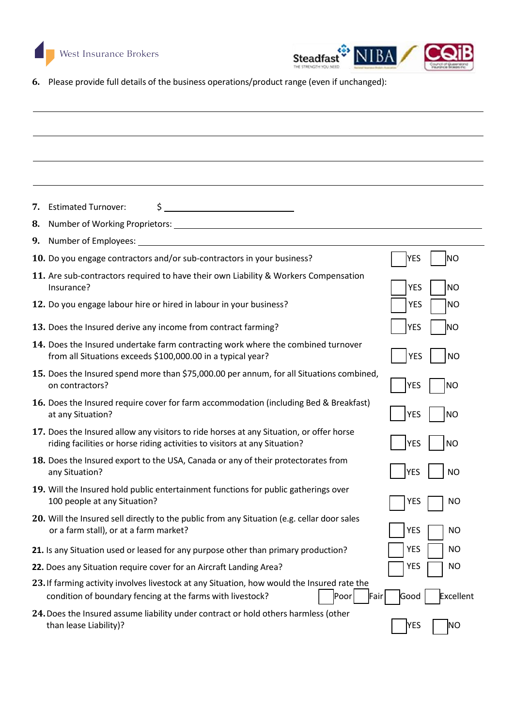6. Please provide full details of the business operations/product range (even if unchanged):

\_\_\_\_\_\_\_\_\_\_\_\_\_\_\_\_\_\_\_\_\_\_\_\_\_\_\_\_\_\_\_\_\_\_\_\_\_\_\_\_\_\_\_\_\_\_\_\_\_\_\_\_\_\_\_\_

\_\_\_\_\_\_\_\_\_\_\_\_\_\_\_\_\_\_\_\_\_\_\_\_\_\_\_\_\_\_\_\_\_\_\_\_\_\_\_\_\_\_\_\_\_\_\_\_\_\_\_\_\_\_\_\_

\_\_\_\_\_\_\_\_\_\_\_\_\_\_\_\_\_\_\_\_\_\_\_\_\_\_\_\_\_\_\_\_\_\_\_\_\_\_\_\_\_\_\_\_\_\_\_\_\_\_\_\_\_\_\_\_

\_\_\_\_\_\_\_\_\_\_\_\_\_\_\_\_\_\_\_\_\_\_\_\_\_\_\_\_\_\_\_\_\_\_\_\_\_\_\_\_\_\_\_\_\_\_\_\_\_\_\_\_\_\_\_\_

7. Estimated Turnover: $ \_\_\_\_\_\_\_\_\_\_\_\_\_\_\_\_\_\_\_\_

8. Number of Working Proprietors: \_\_\_\_\_\_\_\_\_\_\_\_\_\_\_\_\_\_\_\_

9. Number of Employees: \_\_\_\_\_\_\_\_\_\_\_\_\_\_\_\_\_\_\_\_

10. Do you engage contractors and/or sub-contractors in your business? ☐ YES ☐ NO

11. Are sub-contractors required to have their own Liability & Workers Compensation Insurance? ☐ YES ☐ NO

12. Do you engage labour hire or hired in labour in your business? ☐ YES ☐ NO

13. Does the Insured derive any income from contract farming? ☐ YES ☐ NO

14. Does the Insured undertake farm contracting work where the combined turnover from all Situations exceeds $100,000.00 in a typical year? ☐ YES ☐ NO

15. Does the Insured spend more than $75,000.00 per annum, for all Situations combined, on contractors? ☐ YES ☐ NO

16. Does the Insured require cover for farm accommodation (including Bed & Breakfast) at any Situation? ☐ YES ☐ NO

17. Does the Insured allow any visitors to ride horses at any Situation, or offer horse riding facilities or horse riding activities to visitors at any Situation? ☐ YES ☐ NO

18. Does the Insured export to the USA, Canada or any of their protectorates from any Situation? ☐ YES ☐ NO

19. Will the Insured hold public entertainment functions for public gatherings over 100 people at any Situation? ☐ YES ☐ NO

20. Will the Insured sell directly to the public from any Situation (e.g. cellar door sales or a farm stall), or at a farm market? ☐ YES ☐ NO

21. Is any Situation used or leased for any purpose other than primary production? ☐ YES ☐ NO

22. Does any Situation require cover for an Aircraft Landing Area? ☐ YES ☐ NO

23. If farming activity involves livestock at any Situation, how would the Insured rate the condition of boundary fencing at the farms with livestock? ☐ Poor ☐ Fair ☐ Good ☐ Excellent

24. Does the Insured assume liability under contract or hold others harmless (other than lease Liability)? ☐ YES ☐ NO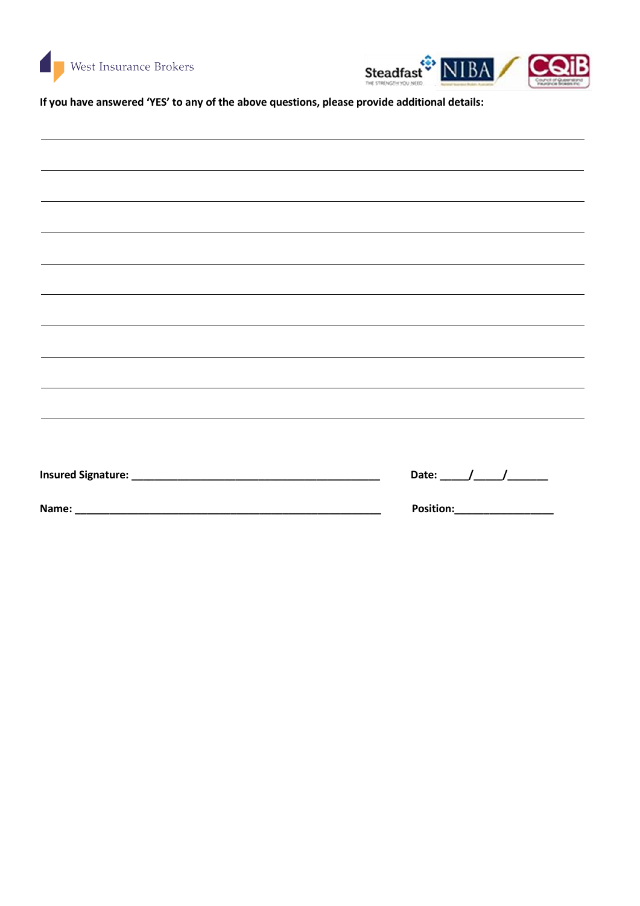**If you have answered 'YES' to any of the above questions, please provide additional details:**

\_\_\_\_\_\_\_\_\_\_\_\_\_\_\_\_\_\_\_\_\_\_\_\_\_\_\_\_\_\_\_\_\_\_\_\_\_\_\_\_\_\_\_\_\_\_\_\_\_\_\_\_\_\_\_\_\_\_\_\_\_\_\_\_\_\_\_\_\_\_\_\_\_\_\_\_\_\_\_\_\_\_

\_\_\_\_\_\_\_\_\_\_\_\_\_\_\_\_\_\_\_\_\_\_\_\_\_\_\_\_\_\_\_\_\_\_\_\_\_\_\_\_\_\_\_\_\_\_\_\_\_\_\_\_\_\_\_\_\_\_\_\_\_\_\_\_\_\_\_\_\_\_\_\_\_\_\_\_\_\_\_\_\_\_

\_\_\_\_\_\_\_\_\_\_\_\_\_\_\_\_\_\_\_\_\_\_\_\_\_\_\_\_\_\_\_\_\_\_\_\_\_\_\_\_\_\_\_\_\_\_\_\_\_\_\_\_\_\_\_\_\_\_\_\_\_\_\_\_\_\_\_\_\_\_\_\_\_\_\_\_\_\_\_\_\_\_

\_\_\_\_\_\_\_\_\_\_\_\_\_\_\_\_\_\_\_\_\_\_\_\_\_\_\_\_\_\_\_\_\_\_\_\_\_\_\_\_\_\_\_\_\_\_\_\_\_\_\_\_\_\_\_\_\_\_\_\_\_\_\_\_\_\_\_\_\_\_\_\_\_\_\_\_\_\_\_\_\_\_

\_\_\_\_\_\_\_\_\_\_\_\_\_\_\_\_\_\_\_\_\_\_\_\_\_\_\_\_\_\_\_\_\_\_\_\_\_\_\_\_\_\_\_\_\_\_\_\_\_\_\_\_\_\_\_\_\_\_\_\_\_\_\_\_\_\_\_\_\_\_\_\_\_\_\_\_\_\_\_\_\_\_

\_\_\_\_\_\_\_\_\_\_\_\_\_\_\_\_\_\_\_\_\_\_\_\_\_\_\_\_\_\_\_\_\_\_\_\_\_\_\_\_\_\_\_\_\_\_\_\_\_\_\_\_\_\_\_\_\_\_\_\_\_\_\_\_\_\_\_\_\_\_\_\_\_\_\_\_\_\_\_\_\_\_

\_\_\_\_\_\_\_\_\_\_\_\_\_\_\_\_\_\_\_\_\_\_\_\_\_\_\_\_\_\_\_\_\_\_\_\_\_\_\_\_\_\_\_\_\_\_\_\_\_\_\_\_\_\_\_\_\_\_\_\_\_\_\_\_\_\_\_\_\_\_\_\_\_\_\_\_\_\_\_\_\_\_

\_\_\_\_\_\_\_\_\_\_\_\_\_\_\_\_\_\_\_\_\_\_\_\_\_\_\_\_\_\_\_\_\_\_\_\_\_\_\_\_\_\_\_\_\_\_\_\_\_\_\_\_\_\_\_\_\_\_\_\_\_\_\_\_\_\_\_\_\_\_\_\_\_\_\_\_\_\_\_\_\_\_

\_\_\_\_\_\_\_\_\_\_\_\_\_\_\_\_\_\_\_\_\_\_\_\_\_\_\_\_\_\_\_\_\_\_\_\_\_\_\_\_\_\_\_\_\_\_\_\_\_\_\_\_\_\_\_\_\_\_\_\_\_\_\_\_\_\_\_\_\_\_\_\_\_\_\_\_\_\_\_\_\_\_

\_\_\_\_\_\_\_\_\_\_\_\_\_\_\_\_\_\_\_\_\_\_\_\_\_\_\_\_\_\_\_\_\_\_\_\_\_\_\_\_\_\_\_\_\_\_\_\_\_\_\_\_\_\_\_\_\_\_\_\_\_\_\_\_\_\_\_\_\_\_\_\_\_\_\_\_\_\_\_\_\_\_

**Insured Signature: \_\_\_\_\_\_\_\_\_\_\_\_\_\_\_\_\_\_\_\_\_\_\_\_\_\_\_\_\_\_\_\_\_\_\_\_\_\_\_\_\_\_** **Date: \_\_\_\_\_/\_\_\_\_\_/\_\_\_\_\_\_\_**

**Name: \_\_\_\_\_\_\_\_\_\_\_\_\_\_\_\_\_\_\_\_\_\_\_\_\_\_\_\_\_\_\_\_\_\_\_\_\_\_\_\_\_\_\_\_\_\_\_\_\_\_\_\_\_** **Position:\_\_\_\_\_\_\_\_\_\_\_\_\_\_\_\_\_**